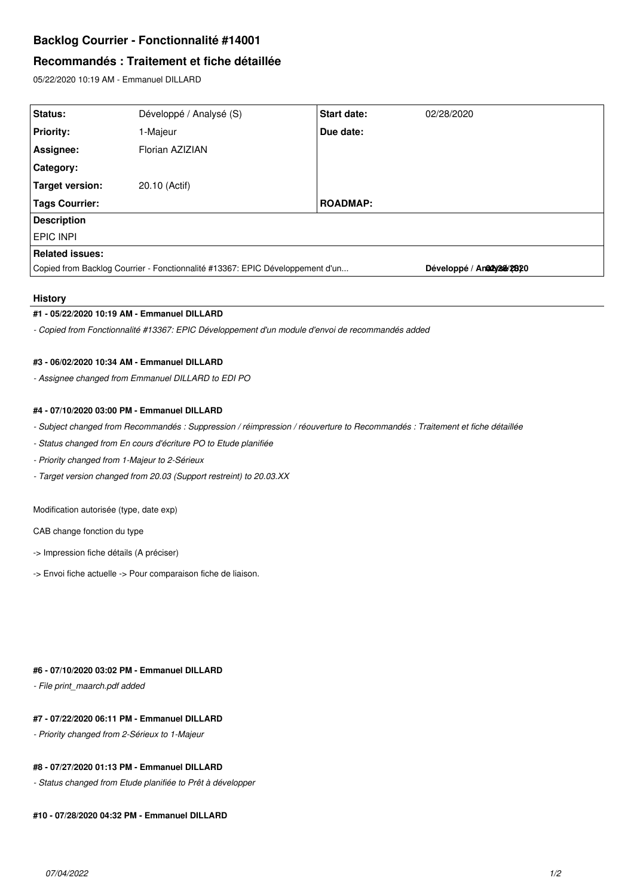# Backlog Courrier - Fonctionnalité #14001

## Recommandés : Traitement et fiche détaillée

05/22/2020 10:19 AM - Emmanuel DILLARD

| Status: | Développé / Analysé (S) | Start date: | 02/28/2020 |
|---|---|---|---|
| Priority: | 1-Majeur | Due date: | |
| Assignee: | Florian AZIZIAN | | |
| Category: | | | |
| Target version: | 20.10 (Actif) | | |
| Tags Courrier: | | ROADMAP: | |
| **Description** | | | |
| EPIC INPI | | | |
| **Related issues:** | | | |
| Copied from Backlog Courrier - Fonctionnalité #13367: EPIC Développement d'un... | | Développé / Analysé (S) | 02/28/2020 |

### History

#### #1 - 05/22/2020 10:19 AM - Emmanuel DILLARD

*- Copied from Fonctionnalité #13367: EPIC Développement d'un module d'envoi de recommandés added*

#### #3 - 06/02/2020 10:34 AM - Emmanuel DILLARD

*- Assignee changed from Emmanuel DILLARD to EDI PO*

#### #4 - 07/10/2020 03:00 PM - Emmanuel DILLARD

*- Subject changed from Recommandés : Suppression / réimpression / réouverture to Recommandés : Traitement et fiche détaillée*

*- Status changed from En cours d'écriture PO to Etude planifiée*

*- Priority changed from 1-Majeur to 2-Sérieux*

*- Target version changed from 20.03 (Support restreint) to 20.03.XX*

Modification autorisée (type, date exp)

CAB change fonction du type

-> Impression fiche détails (A préciser)

-> Envoi fiche actuelle -> Pour comparaison fiche de liaison.

#### #6 - 07/10/2020 03:02 PM - Emmanuel DILLARD

*- File print_maarch.pdf added*

#### #7 - 07/22/2020 06:11 PM - Emmanuel DILLARD

*- Priority changed from 2-Sérieux to 1-Majeur*

#### #8 - 07/27/2020 01:13 PM - Emmanuel DILLARD

*- Status changed from Etude planifiée to Prêt à développer*

#### #10 - 07/28/2020 04:32 PM - Emmanuel DILLARD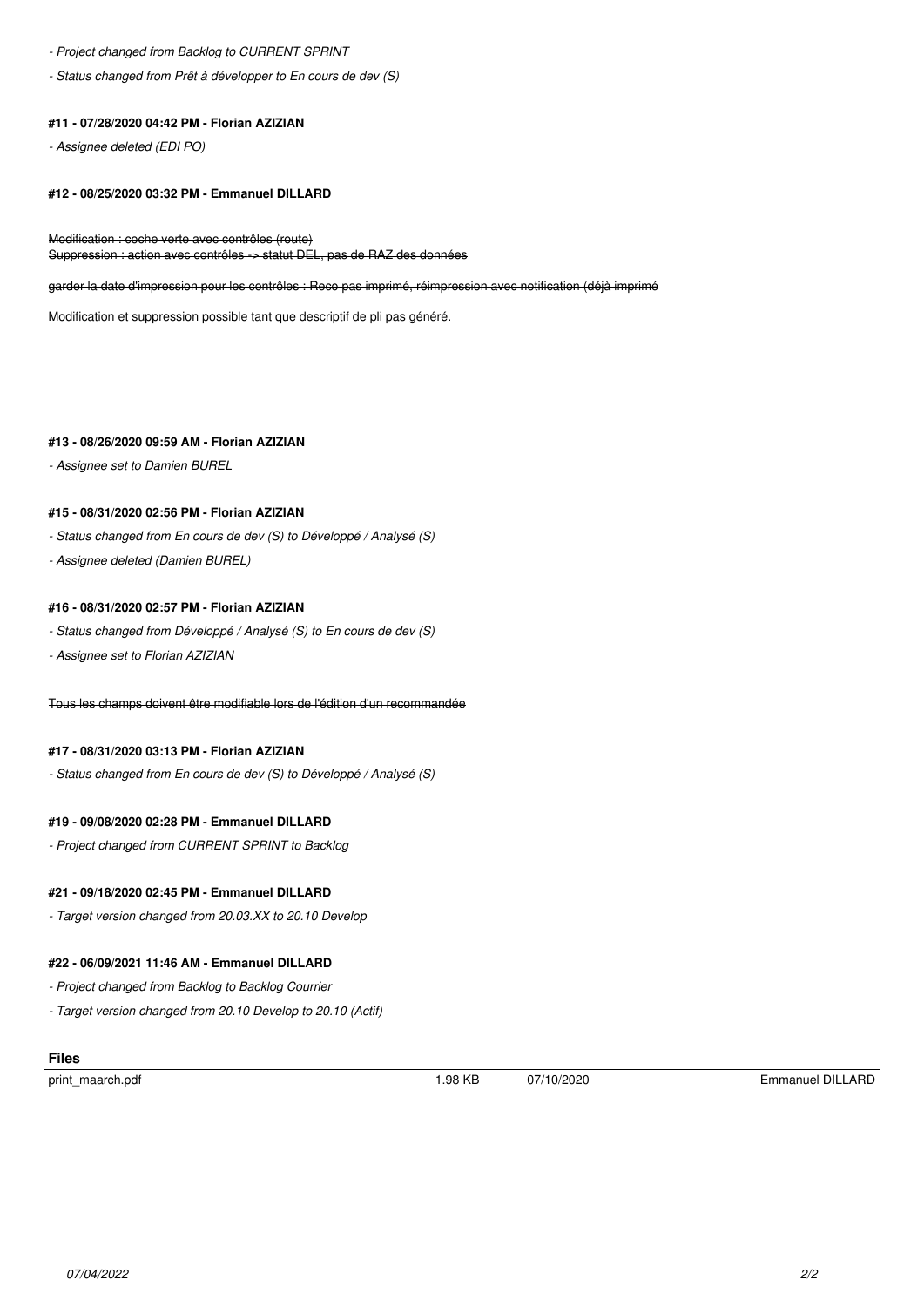*- Project changed from Backlog to CURRENT SPRINT*

*- Status changed from Prêt à développer to En cours de dev (S)*

#### #11 - 07/28/2020 04:42 PM - Florian AZIZIAN

*- Assignee deleted (EDI PO)*

#### #12 - 08/25/2020 03:32 PM - Emmanuel DILLARD

~~Modification : coche verte avec contrôles (route)~~
~~Suppression : action avec contrôles -> statut DEL, pas de RAZ des données~~

~~garder la date d'impression pour les contrôles : Reco pas imprimé, réimpression avec notification (déjà imprimé~~

Modification et suppression possible tant que descriptif de pli pas généré.

#### #13 - 08/26/2020 09:59 AM - Florian AZIZIAN

*- Assignee set to Damien BUREL*

#### #15 - 08/31/2020 02:56 PM - Florian AZIZIAN

*- Status changed from En cours de dev (S) to Développé / Analysé (S)*

*- Assignee deleted (Damien BUREL)*

#### #16 - 08/31/2020 02:57 PM - Florian AZIZIAN

*- Status changed from Développé / Analysé (S) to En cours de dev (S)*

*- Assignee set to Florian AZIZIAN*

~~Tous les champs doivent être modifiable lors de l'édition d'un recommandée~~

#### #17 - 08/31/2020 03:13 PM - Florian AZIZIAN

*- Status changed from En cours de dev (S) to Développé / Analysé (S)*

#### #19 - 09/08/2020 02:28 PM - Emmanuel DILLARD

*- Project changed from CURRENT SPRINT to Backlog*

#### #21 - 09/18/2020 02:45 PM - Emmanuel DILLARD

*- Target version changed from 20.03.XX to 20.10 Develop*

#### #22 - 06/09/2021 11:46 AM - Emmanuel DILLARD

*- Project changed from Backlog to Backlog Courrier*

*- Target version changed from 20.10 Develop to 20.10 (Actif)*

#### Files

| | | | |
|---|---|---|---|
| print_maarch.pdf | 1.98 KB | 07/10/2020 | Emmanuel DILLARD |